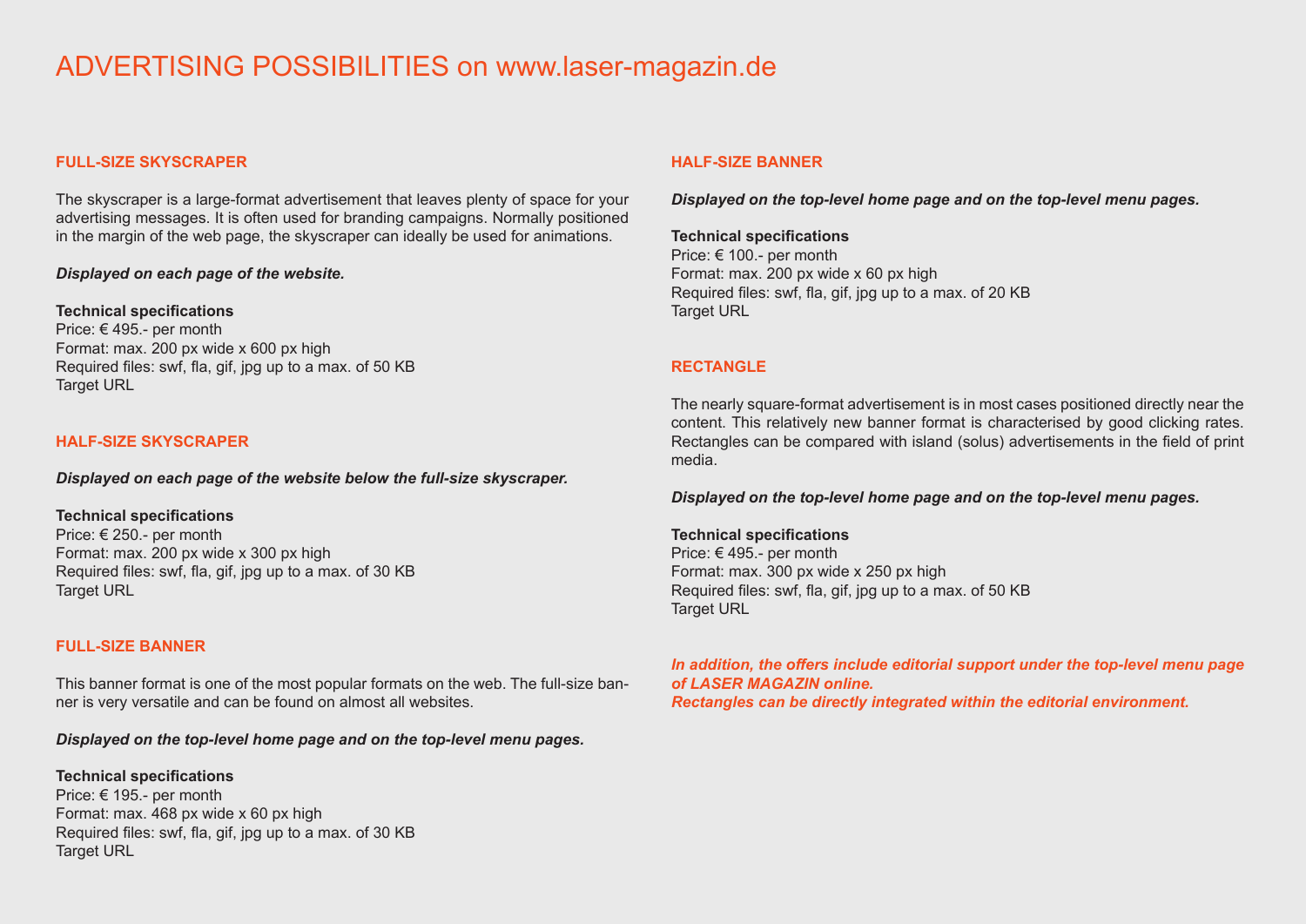# ADVERTISING POSSIBILITIES on www.laser-magazin.de

## FULL-SIZE SKYSCRAPER

The skyscraper is a large-format advertisement that leaves plenty of space for your advertising messages. It is often used for branding campaigns. Normally positioned in the margin of the web page, the skyscraper can ideally be used for animations.

***Displayed on each page of the website.***

**Technical specifications**
Price: € 495.- per month
Format: max. 200 px wide x 600 px high
Required files: swf, fla, gif, jpg up to a max. of 50 KB
Target URL

## HALF-SIZE SKYSCRAPER

***Displayed on each page of the website below the full-size skyscraper.***

**Technical specifications**
Price: € 250.- per month
Format: max. 200 px wide x 300 px high
Required files: swf, fla, gif, jpg up to a max. of 30 KB
Target URL

## FULL-SIZE BANNER

This banner format is one of the most popular formats on the web. The full-size banner is very versatile and can be found on almost all websites.

***Displayed on the top-level home page and on the top-level menu pages.***

**Technical specifications**
Price: € 195.- per month
Format: max. 468 px wide x 60 px high
Required files: swf, fla, gif, jpg up to a max. of 30 KB
Target URL

## HALF-SIZE BANNER

***Displayed on the top-level home page and on the top-level menu pages.***

**Technical specifications**
Price: € 100.- per month
Format: max. 200 px wide x 60 px high
Required files: swf, fla, gif, jpg up to a max. of 20 KB
Target URL

## RECTANGLE

The nearly square-format advertisement is in most cases positioned directly near the content. This relatively new banner format is characterised by good clicking rates. Rectangles can be compared with island (solus) advertisements in the field of print media.

***Displayed on the top-level home page and on the top-level menu pages.***

**Technical specifications**
Price: € 495.- per month
Format: max. 300 px wide x 250 px high
Required files: swf, fla, gif, jpg up to a max. of 50 KB
Target URL

***In addition, the offers include editorial support under the top-level menu page of LASER MAGAZIN online.***
***Rectangles can be directly integrated within the editorial environment.***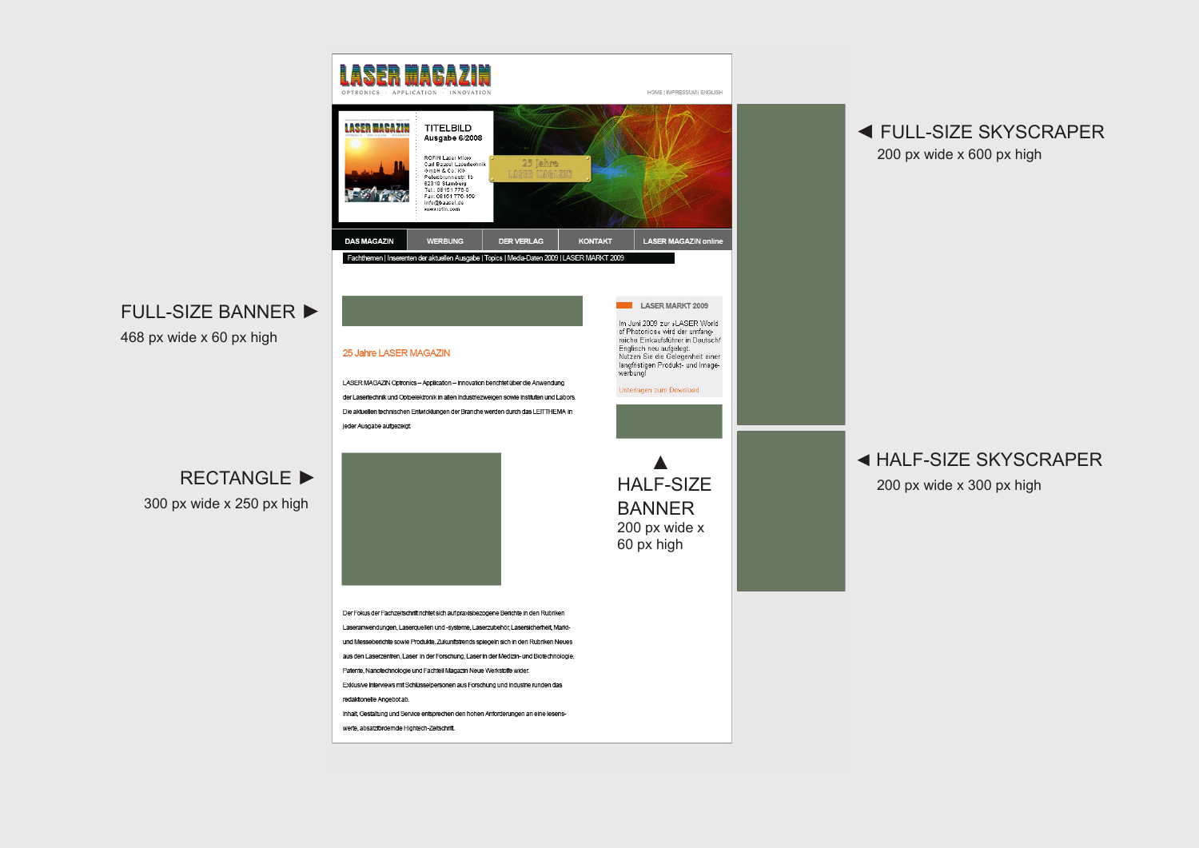FULL-SIZE SKYSCRAPER

200 px wide x 600 px high

FULL-SIZE BANNER

468 px wide x 60 px high

HALF-SIZE SKYSCRAPER

200 px wide x 300 px high

RECTANGLE

300 px wide x 250 px high

HALF-SIZE BANNER

200 px wide x 60 px high

LASER MAGAZIN

OPTRONICS · APPLICATION · INNOVATION

HOME | IMPRESSUM | ENGLISH

TITELBILD
Ausgabe 6/2008

ROFIN Laser Micro
Carl Baasel Lasertechnik GmbH & Co. KG
Petersbrunnerstr. 1b
82319 Starnberg
Tel.: 08151 776-0
Fax: 08151 776-160
info@baasel.de
www.rofin.com

25 Jahre LASER MAGAZIN

DAS MAGAZIN | WERBUNG | DER VERLAG | KONTAKT | LASER MAGAZIN online

Fachthemen | Inserenten der aktuellen Ausgabe | Topics | Media-Daten 2009 | LASER MARKT 2009

25 Jahre LASER MAGAZIN

LASER MAGAZIN Optronics – Application – Innovation berichtet über die Anwendung der Lasertechnik und Optoelektronik in allen Industriezweigen sowie Instituten und Labors. Die aktuellen technischen Entwicklungen der Branche werden durch das LEITTHEMA in jeder Ausgabe aufgezeigt.

LASER MARKT 2009

Im Juni 2009 zur »LASER World of Photonics« wird der umfangreiche Einkaufsführer in Deutsch/Englisch neu aufgelegt. Nutzen Sie die Gelegenheit einer langfristigen Produkt- und Imagewerbung!

Unterlagen zum Download

Der Fokus der Fachzeitschrift richtet sich auf praxisbezogene Berichte in den Rubriken Laseranwendungen, Laserquellen und -systeme, Laserzubehör, Lasersicherheit, Markt- und Messeberichte sowie Produkte. Zukunftstrends spiegeln sich in den Rubriken Neues aus den Laserzentren, Laser in der Forschung, Laser in der Medizin- und Biotechnologie, Patente, Nanotechnologie und Fachteil Magazin Neue Werkstoffe wider.
Exklusive Interviews mit Schlüsselpersonen aus Forschung und Industrie runden das redaktionelle Angebot ab.
Inhalt, Gestaltung und Service entsprechen den hohen Anforderungen an eine lesenswerte, absatzfördernde Hightech-Zeitschrift.